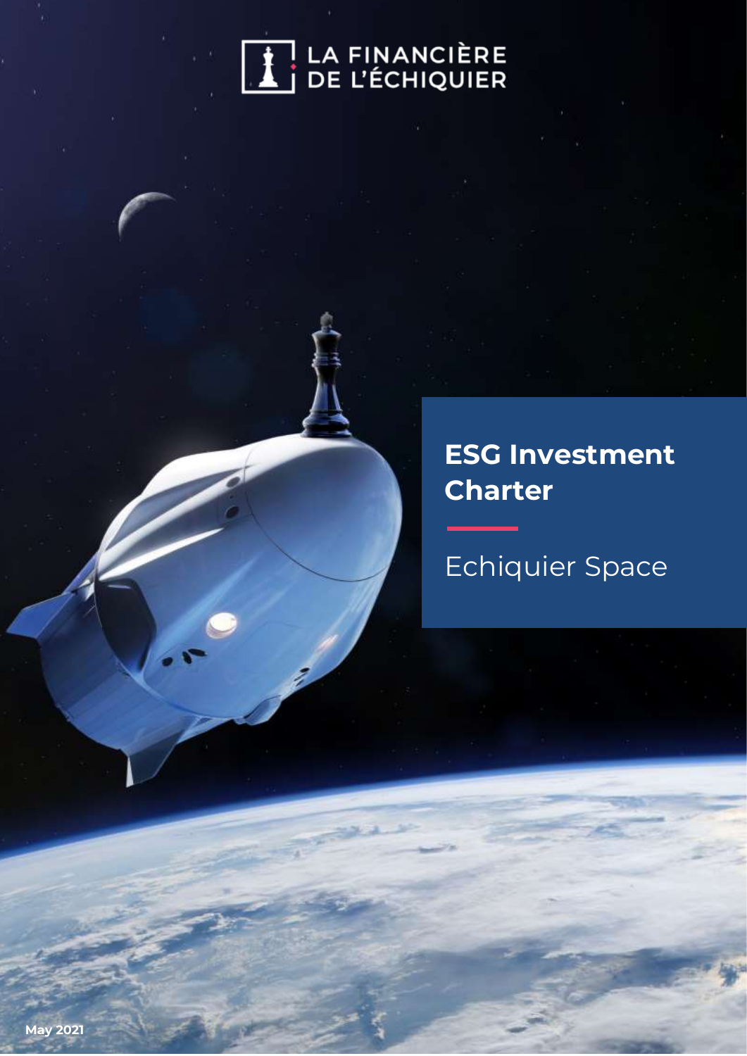LA FINANCIÈRE DE L'ÉCHIQUIER

# ESG Investment Charter

## Echiquier Space

May 2021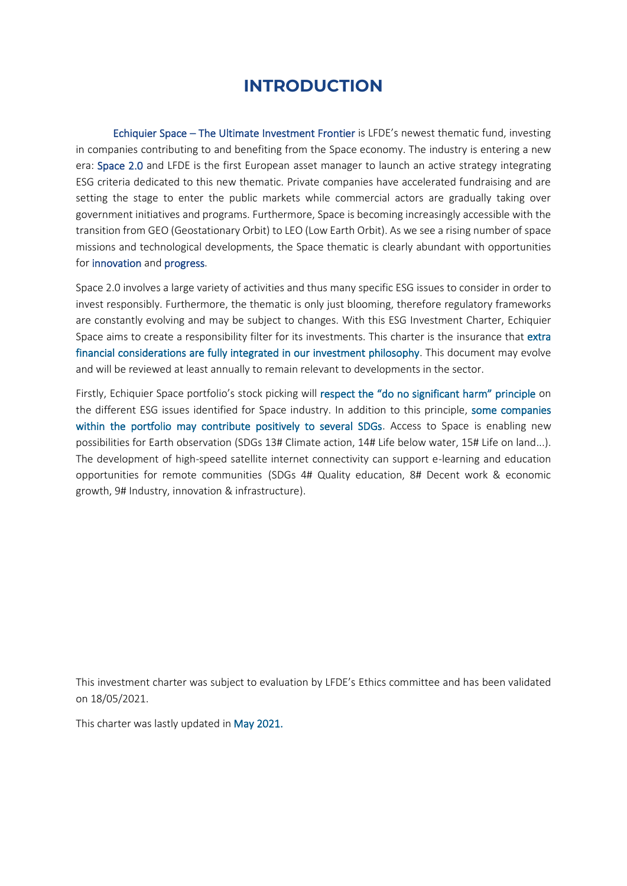# INTRODUCTION

Echiquier Space – The Ultimate Investment Frontier is LFDE's newest thematic fund, investing in companies contributing to and benefiting from the Space economy. The industry is entering a new era: Space 2.0 and LFDE is the first European asset manager to launch an active strategy integrating ESG criteria dedicated to this new thematic. Private companies have accelerated fundraising and are setting the stage to enter the public markets while commercial actors are gradually taking over government initiatives and programs. Furthermore, Space is becoming increasingly accessible with the transition from GEO (Geostationary Orbit) to LEO (Low Earth Orbit). As we see a rising number of space missions and technological developments, the Space thematic is clearly abundant with opportunities for innovation and progress.

Space 2.0 involves a large variety of activities and thus many specific ESG issues to consider in order to invest responsibly. Furthermore, the thematic is only just blooming, therefore regulatory frameworks are constantly evolving and may be subject to changes. With this ESG Investment Charter, Echiquier Space aims to create a responsibility filter for its investments. This charter is the insurance that extra financial considerations are fully integrated in our investment philosophy. This document may evolve and will be reviewed at least annually to remain relevant to developments in the sector.

Firstly, Echiquier Space portfolio's stock picking will respect the "do no significant harm" principle on the different ESG issues identified for Space industry. In addition to this principle, some companies within the portfolio may contribute positively to several SDGs. Access to Space is enabling new possibilities for Earth observation (SDGs 13# Climate action, 14# Life below water, 15# Life on land...). The development of high-speed satellite internet connectivity can support e-learning and education opportunities for remote communities (SDGs 4# Quality education, 8# Decent work & economic growth, 9# Industry, innovation & infrastructure).

This investment charter was subject to evaluation by LFDE's Ethics committee and has been validated on 18/05/2021.

This charter was lastly updated in May 2021.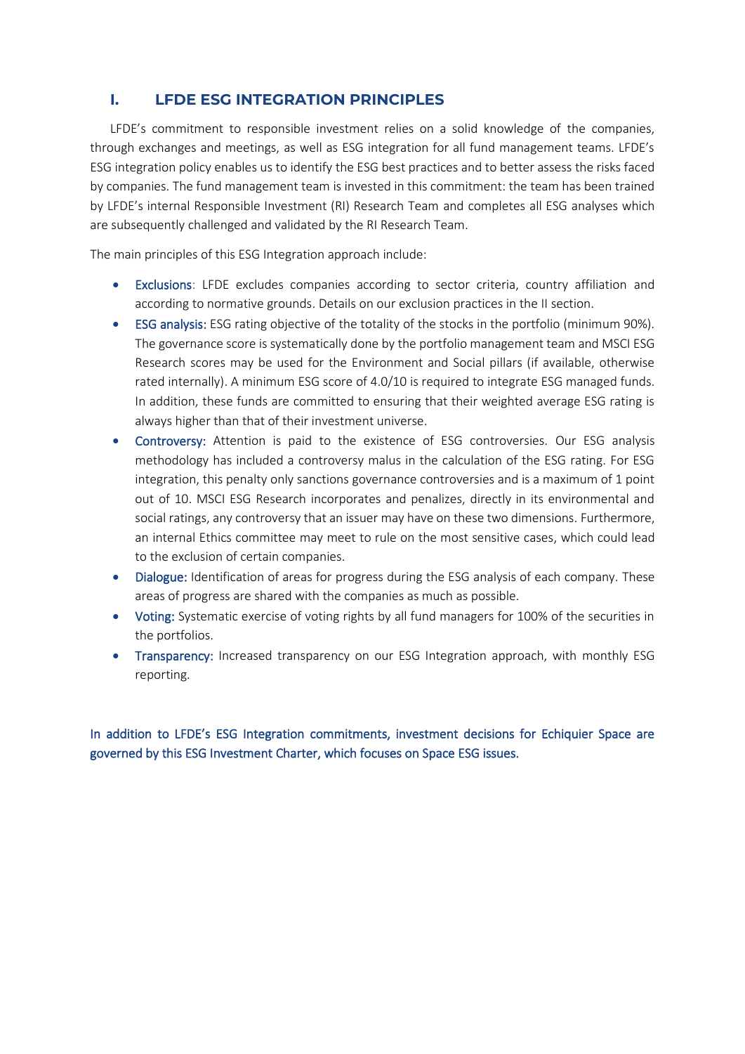## I. LFDE ESG INTEGRATION PRINCIPLES

LFDE's commitment to responsible investment relies on a solid knowledge of the companies, through exchanges and meetings, as well as ESG integration for all fund management teams. LFDE's ESG integration policy enables us to identify the ESG best practices and to better assess the risks faced by companies. The fund management team is invested in this commitment: the team has been trained by LFDE's internal Responsible Investment (RI) Research Team and completes all ESG analyses which are subsequently challenged and validated by the RI Research Team.

The main principles of this ESG Integration approach include:

- **Exclusions**: LFDE excludes companies according to sector criteria, country affiliation and according to normative grounds. Details on our exclusion practices in the II section.
- **ESG analysis:** ESG rating objective of the totality of the stocks in the portfolio (minimum 90%). The governance score is systematically done by the portfolio management team and MSCI ESG Research scores may be used for the Environment and Social pillars (if available, otherwise rated internally). A minimum ESG score of 4.0/10 is required to integrate ESG managed funds. In addition, these funds are committed to ensuring that their weighted average ESG rating is always higher than that of their investment universe.
- **Controversy:** Attention is paid to the existence of ESG controversies. Our ESG analysis methodology has included a controversy malus in the calculation of the ESG rating. For ESG integration, this penalty only sanctions governance controversies and is a maximum of 1 point out of 10. MSCI ESG Research incorporates and penalizes, directly in its environmental and social ratings, any controversy that an issuer may have on these two dimensions. Furthermore, an internal Ethics committee may meet to rule on the most sensitive cases, which could lead to the exclusion of certain companies.
- **Dialogue:** Identification of areas for progress during the ESG analysis of each company. These areas of progress are shared with the companies as much as possible.
- **Voting:** Systematic exercise of voting rights by all fund managers for 100% of the securities in the portfolios.
- **Transparency:** Increased transparency on our ESG Integration approach, with monthly ESG reporting.

In addition to LFDE's ESG Integration commitments, investment decisions for Echiquier Space are governed by this ESG Investment Charter, which focuses on Space ESG issues.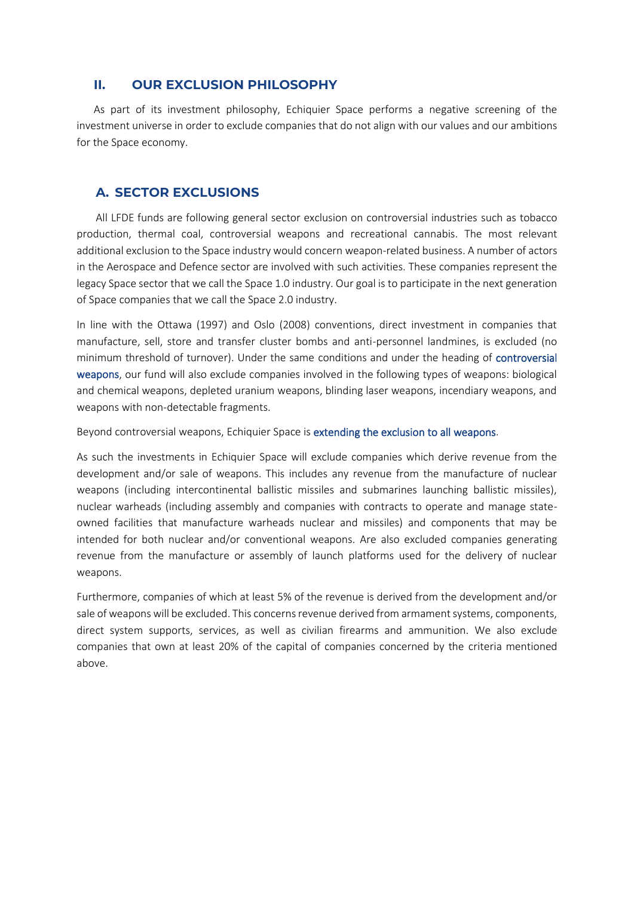## II. OUR EXCLUSION PHILOSOPHY

As part of its investment philosophy, Echiquier Space performs a negative screening of the investment universe in order to exclude companies that do not align with our values and our ambitions for the Space economy.

### A. SECTOR EXCLUSIONS

All LFDE funds are following general sector exclusion on controversial industries such as tobacco production, thermal coal, controversial weapons and recreational cannabis. The most relevant additional exclusion to the Space industry would concern weapon-related business. A number of actors in the Aerospace and Defence sector are involved with such activities. These companies represent the legacy Space sector that we call the Space 1.0 industry. Our goal is to participate in the next generation of Space companies that we call the Space 2.0 industry.

In line with the Ottawa (1997) and Oslo (2008) conventions, direct investment in companies that manufacture, sell, store and transfer cluster bombs and anti-personnel landmines, is excluded (no minimum threshold of turnover). Under the same conditions and under the heading of controversial weapons, our fund will also exclude companies involved in the following types of weapons: biological and chemical weapons, depleted uranium weapons, blinding laser weapons, incendiary weapons, and weapons with non-detectable fragments.

Beyond controversial weapons, Echiquier Space is extending the exclusion to all weapons.

As such the investments in Echiquier Space will exclude companies which derive revenue from the development and/or sale of weapons. This includes any revenue from the manufacture of nuclear weapons (including intercontinental ballistic missiles and submarines launching ballistic missiles), nuclear warheads (including assembly and companies with contracts to operate and manage state-owned facilities that manufacture warheads nuclear and missiles) and components that may be intended for both nuclear and/or conventional weapons. Are also excluded companies generating revenue from the manufacture or assembly of launch platforms used for the delivery of nuclear weapons.

Furthermore, companies of which at least 5% of the revenue is derived from the development and/or sale of weapons will be excluded. This concerns revenue derived from armament systems, components, direct system supports, services, as well as civilian firearms and ammunition. We also exclude companies that own at least 20% of the capital of companies concerned by the criteria mentioned above.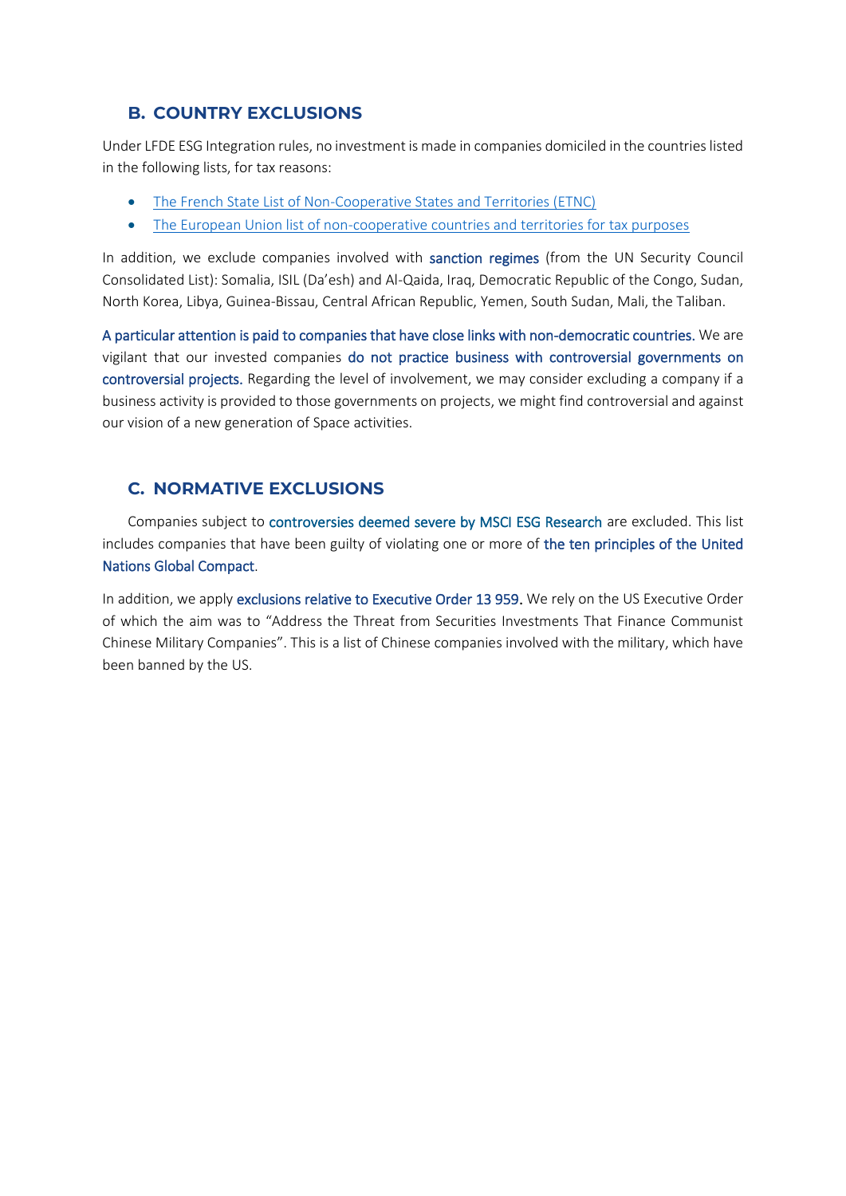## B. COUNTRY EXCLUSIONS

Under LFDE ESG Integration rules, no investment is made in companies domiciled in the countries listed in the following lists, for tax reasons:

- The French State List of Non-Cooperative States and Territories (ETNC)
- The European Union list of non-cooperative countries and territories for tax purposes

In addition, we exclude companies involved with sanction regimes (from the UN Security Council Consolidated List): Somalia, ISIL (Da'esh) and Al-Qaida, Iraq, Democratic Republic of the Congo, Sudan, North Korea, Libya, Guinea-Bissau, Central African Republic, Yemen, South Sudan, Mali, the Taliban.

A particular attention is paid to companies that have close links with non-democratic countries. We are vigilant that our invested companies do not practice business with controversial governments on controversial projects. Regarding the level of involvement, we may consider excluding a company if a business activity is provided to those governments on projects, we might find controversial and against our vision of a new generation of Space activities.

## C. NORMATIVE EXCLUSIONS

Companies subject to controversies deemed severe by MSCI ESG Research are excluded. This list includes companies that have been guilty of violating one or more of the ten principles of the United Nations Global Compact.

In addition, we apply exclusions relative to Executive Order 13 959. We rely on the US Executive Order of which the aim was to "Address the Threat from Securities Investments That Finance Communist Chinese Military Companies". This is a list of Chinese companies involved with the military, which have been banned by the US.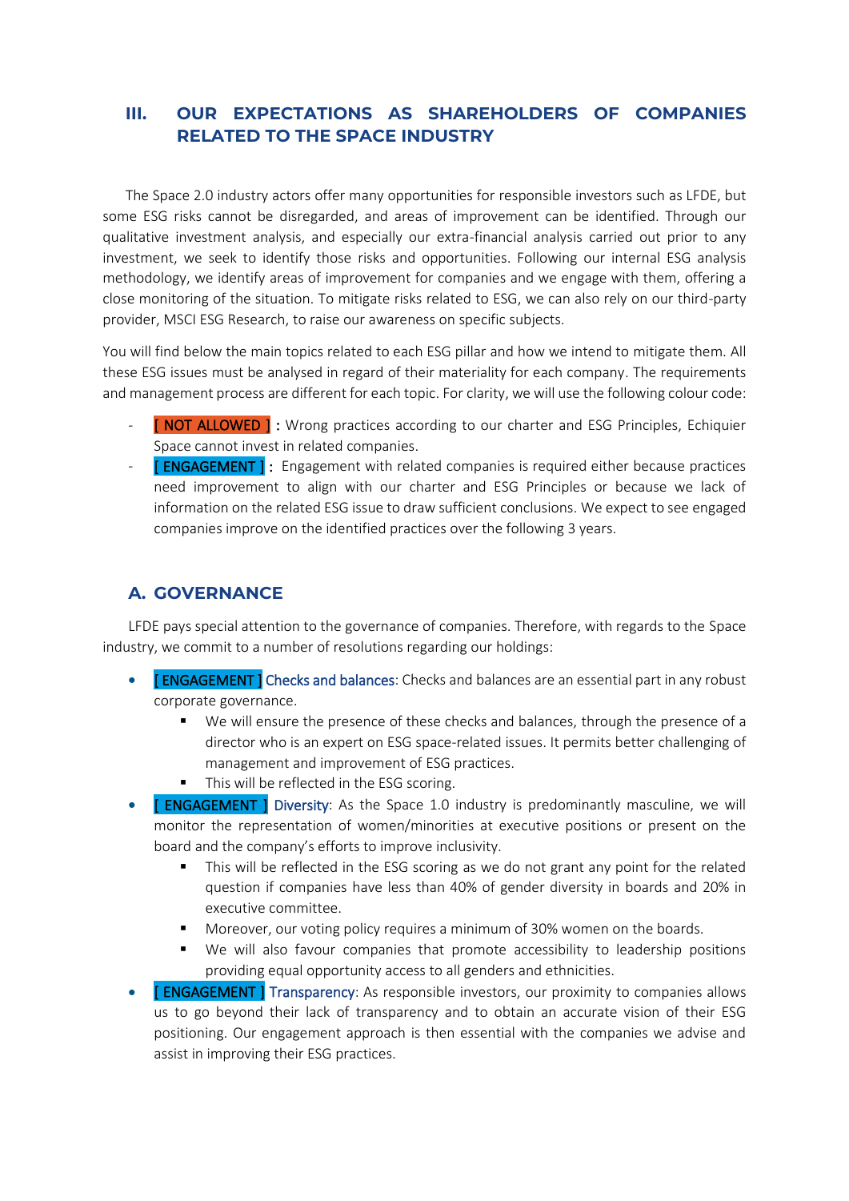## III. OUR EXPECTATIONS AS SHAREHOLDERS OF COMPANIES RELATED TO THE SPACE INDUSTRY

The Space 2.0 industry actors offer many opportunities for responsible investors such as LFDE, but some ESG risks cannot be disregarded, and areas of improvement can be identified. Through our qualitative investment analysis, and especially our extra-financial analysis carried out prior to any investment, we seek to identify those risks and opportunities. Following our internal ESG analysis methodology, we identify areas of improvement for companies and we engage with them, offering a close monitoring of the situation. To mitigate risks related to ESG, we can also rely on our third-party provider, MSCI ESG Research, to raise our awareness on specific subjects.

You will find below the main topics related to each ESG pillar and how we intend to mitigate them. All these ESG issues must be analysed in regard of their materiality for each company. The requirements and management process are different for each topic. For clarity, we will use the following colour code:

- [ NOT ALLOWED ] **:** Wrong practices according to our charter and ESG Principles, Echiquier Space cannot invest in related companies.
- [ ENGAGEMENT ] **:** Engagement with related companies is required either because practices need improvement to align with our charter and ESG Principles or because we lack of information on the related ESG issue to draw sufficient conclusions. We expect to see engaged companies improve on the identified practices over the following 3 years.

### A. GOVERNANCE

LFDE pays special attention to the governance of companies. Therefore, with regards to the Space industry, we commit to a number of resolutions regarding our holdings:

- [ ENGAGEMENT ] Checks and balances: Checks and balances are an essential part in any robust corporate governance.
  - We will ensure the presence of these checks and balances, through the presence of a director who is an expert on ESG space-related issues. It permits better challenging of management and improvement of ESG practices.
  - This will be reflected in the ESG scoring.
- [ ENGAGEMENT ] Diversity: As the Space 1.0 industry is predominantly masculine, we will monitor the representation of women/minorities at executive positions or present on the board and the company's efforts to improve inclusivity.
  - This will be reflected in the ESG scoring as we do not grant any point for the related question if companies have less than 40% of gender diversity in boards and 20% in executive committee.
  - Moreover, our voting policy requires a minimum of 30% women on the boards.
  - We will also favour companies that promote accessibility to leadership positions providing equal opportunity access to all genders and ethnicities.
- [ ENGAGEMENT ] Transparency: As responsible investors, our proximity to companies allows us to go beyond their lack of transparency and to obtain an accurate vision of their ESG positioning. Our engagement approach is then essential with the companies we advise and assist in improving their ESG practices.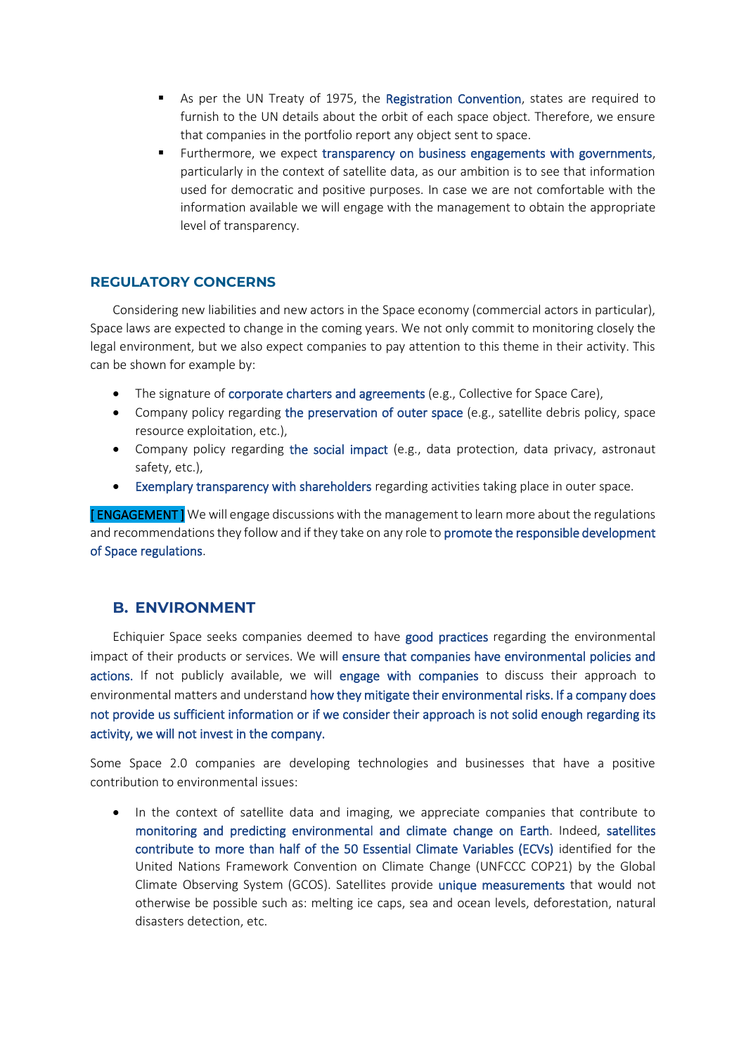- As per the UN Treaty of 1975, the Registration Convention, states are required to furnish to the UN details about the orbit of each space object. Therefore, we ensure that companies in the portfolio report any object sent to space.
- Furthermore, we expect transparency on business engagements with governments, particularly in the context of satellite data, as our ambition is to see that information used for democratic and positive purposes. In case we are not comfortable with the information available we will engage with the management to obtain the appropriate level of transparency.

### REGULATORY CONCERNS

Considering new liabilities and new actors in the Space economy (commercial actors in particular), Space laws are expected to change in the coming years. We not only commit to monitoring closely the legal environment, but we also expect companies to pay attention to this theme in their activity. This can be shown for example by:

- The signature of corporate charters and agreements (e.g., Collective for Space Care),
- Company policy regarding the preservation of outer space (e.g., satellite debris policy, space resource exploitation, etc.),
- Company policy regarding the social impact (e.g., data protection, data privacy, astronaut safety, etc.),
- Exemplary transparency with shareholders regarding activities taking place in outer space.

**[ ENGAGEMENT ]** We will engage discussions with the management to learn more about the regulations and recommendations they follow and if they take on any role to promote the responsible development of Space regulations.

## B. ENVIRONMENT

Echiquier Space seeks companies deemed to have good practices regarding the environmental impact of their products or services. We will ensure that companies have environmental policies and actions. If not publicly available, we will engage with companies to discuss their approach to environmental matters and understand how they mitigate their environmental risks. If a company does not provide us sufficient information or if we consider their approach is not solid enough regarding its activity, we will not invest in the company.

Some Space 2.0 companies are developing technologies and businesses that have a positive contribution to environmental issues:

- In the context of satellite data and imaging, we appreciate companies that contribute to monitoring and predicting environmental and climate change on Earth. Indeed, satellites contribute to more than half of the 50 Essential Climate Variables (ECVs) identified for the United Nations Framework Convention on Climate Change (UNFCCC COP21) by the Global Climate Observing System (GCOS). Satellites provide unique measurements that would not otherwise be possible such as: melting ice caps, sea and ocean levels, deforestation, natural disasters detection, etc.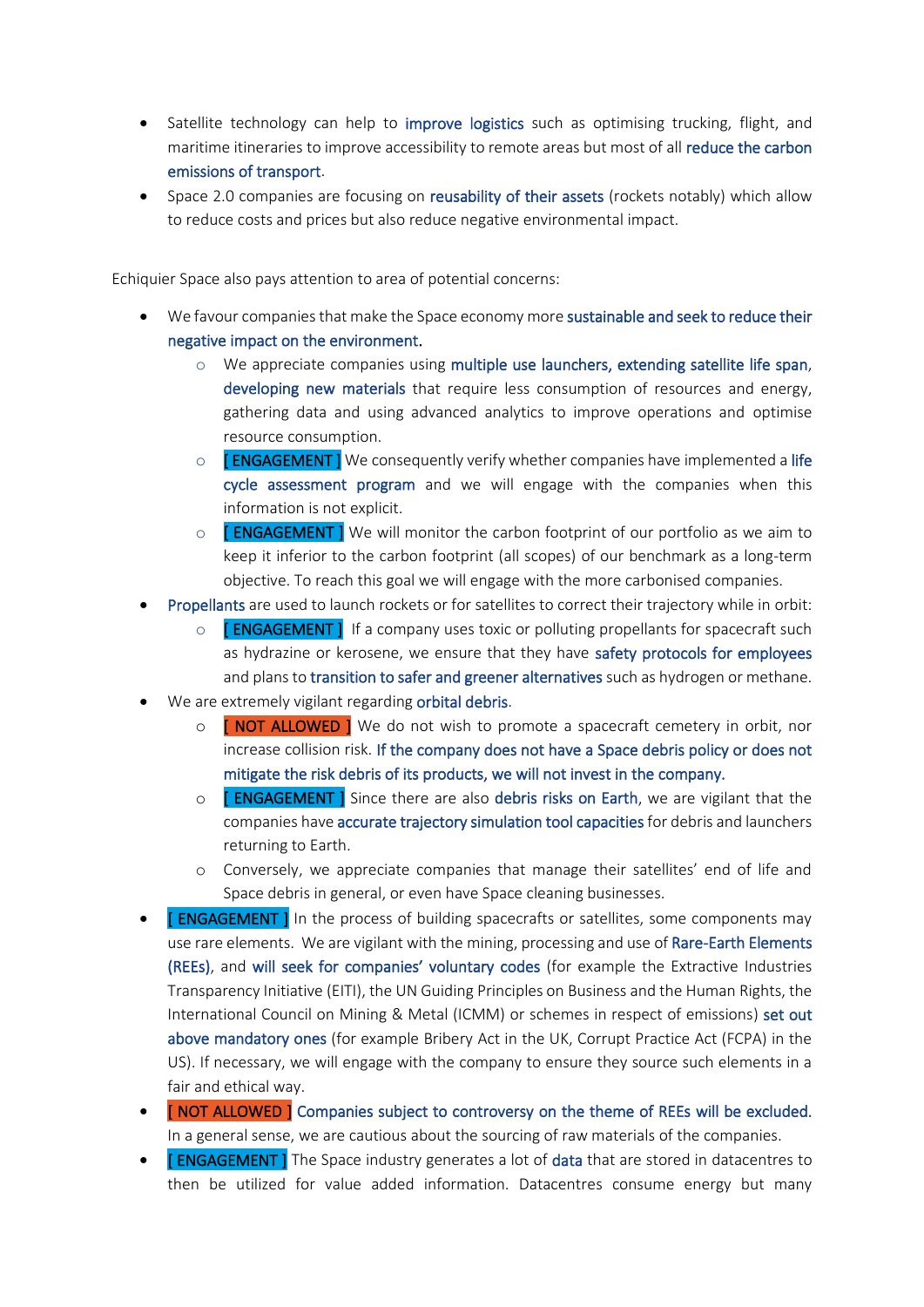- Satellite technology can help to improve logistics such as optimising trucking, flight, and maritime itineraries to improve accessibility to remote areas but most of all reduce the carbon emissions of transport.
- Space 2.0 companies are focusing on reusability of their assets (rockets notably) which allow to reduce costs and prices but also reduce negative environmental impact.

Echiquier Space also pays attention to area of potential concerns:

- We favour companies that make the Space economy more sustainable and seek to reduce their negative impact on the environment.
    - We appreciate companies using multiple use launchers, extending satellite life span, developing new materials that require less consumption of resources and energy, gathering data and using advanced analytics to improve operations and optimise resource consumption.
    - [ ENGAGEMENT ] We consequently verify whether companies have implemented a life cycle assessment program and we will engage with the companies when this information is not explicit.
    - [ ENGAGEMENT ] We will monitor the carbon footprint of our portfolio as we aim to keep it inferior to the carbon footprint (all scopes) of our benchmark as a long-term objective. To reach this goal we will engage with the more carbonised companies.
- Propellants are used to launch rockets or for satellites to correct their trajectory while in orbit:
    - [ ENGAGEMENT ] If a company uses toxic or polluting propellants for spacecraft such as hydrazine or kerosene, we ensure that they have safety protocols for employees and plans to transition to safer and greener alternatives such as hydrogen or methane.
- We are extremely vigilant regarding orbital debris.
    - [ NOT ALLOWED ] We do not wish to promote a spacecraft cemetery in orbit, nor increase collision risk. If the company does not have a Space debris policy or does not mitigate the risk debris of its products, we will not invest in the company.
    - [ ENGAGEMENT ] Since there are also debris risks on Earth, we are vigilant that the companies have accurate trajectory simulation tool capacities for debris and launchers returning to Earth.
    - Conversely, we appreciate companies that manage their satellites' end of life and Space debris in general, or even have Space cleaning businesses.
- [ ENGAGEMENT ] In the process of building spacecrafts or satellites, some components may use rare elements. We are vigilant with the mining, processing and use of Rare-Earth Elements (REEs), and will seek for companies' voluntary codes (for example the Extractive Industries Transparency Initiative (EITI), the UN Guiding Principles on Business and the Human Rights, the International Council on Mining & Metal (ICMM) or schemes in respect of emissions) set out above mandatory ones (for example Bribery Act in the UK, Corrupt Practice Act (FCPA) in the US). If necessary, we will engage with the company to ensure they source such elements in a fair and ethical way.
- [ NOT ALLOWED ] Companies subject to controversy on the theme of REEs will be excluded. In a general sense, we are cautious about the sourcing of raw materials of the companies.
- [ ENGAGEMENT ] The Space industry generates a lot of data that are stored in datacentres to then be utilized for value added information. Datacentres consume energy but many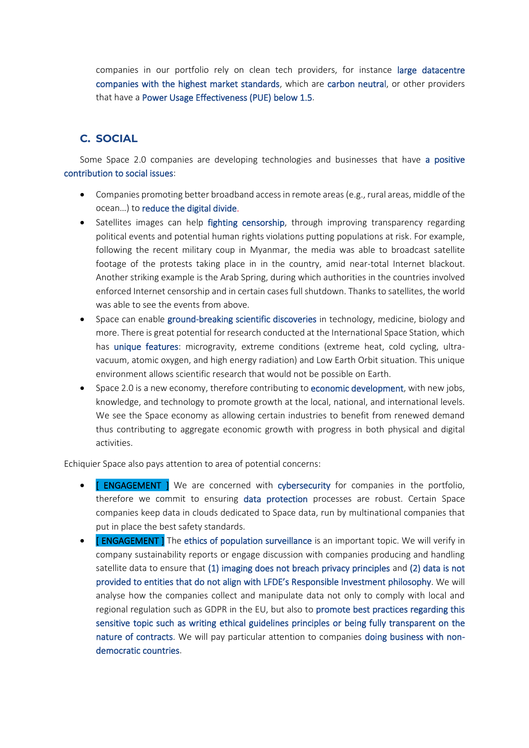companies in our portfolio rely on clean tech providers, for instance large datacentre companies with the highest market standards, which are carbon neutral, or other providers that have a Power Usage Effectiveness (PUE) below 1.5.

## C. SOCIAL

Some Space 2.0 companies are developing technologies and businesses that have a positive contribution to social issues:

- Companies promoting better broadband access in remote areas (e.g., rural areas, middle of the ocean…) to reduce the digital divide.
- Satellites images can help fighting censorship, through improving transparency regarding political events and potential human rights violations putting populations at risk. For example, following the recent military coup in Myanmar, the media was able to broadcast satellite footage of the protests taking place in in the country, amid near-total Internet blackout. Another striking example is the Arab Spring, during which authorities in the countries involved enforced Internet censorship and in certain cases full shutdown. Thanks to satellites, the world was able to see the events from above.
- Space can enable ground-breaking scientific discoveries in technology, medicine, biology and more. There is great potential for research conducted at the International Space Station, which has unique features: microgravity, extreme conditions (extreme heat, cold cycling, ultra-vacuum, atomic oxygen, and high energy radiation) and Low Earth Orbit situation. This unique environment allows scientific research that would not be possible on Earth.
- Space 2.0 is a new economy, therefore contributing to economic development, with new jobs, knowledge, and technology to promote growth at the local, national, and international levels. We see the Space economy as allowing certain industries to benefit from renewed demand thus contributing to aggregate economic growth with progress in both physical and digital activities.

Echiquier Space also pays attention to area of potential concerns:

- [ ENGAGEMENT ] We are concerned with cybersecurity for companies in the portfolio, therefore we commit to ensuring data protection processes are robust. Certain Space companies keep data in clouds dedicated to Space data, run by multinational companies that put in place the best safety standards.
- [ ENGAGEMENT ] The ethics of population surveillance is an important topic. We will verify in company sustainability reports or engage discussion with companies producing and handling satellite data to ensure that (1) imaging does not breach privacy principles and (2) data is not provided to entities that do not align with LFDE's Responsible Investment philosophy. We will analyse how the companies collect and manipulate data not only to comply with local and regional regulation such as GDPR in the EU, but also to promote best practices regarding this sensitive topic such as writing ethical guidelines principles or being fully transparent on the nature of contracts. We will pay particular attention to companies doing business with non-democratic countries.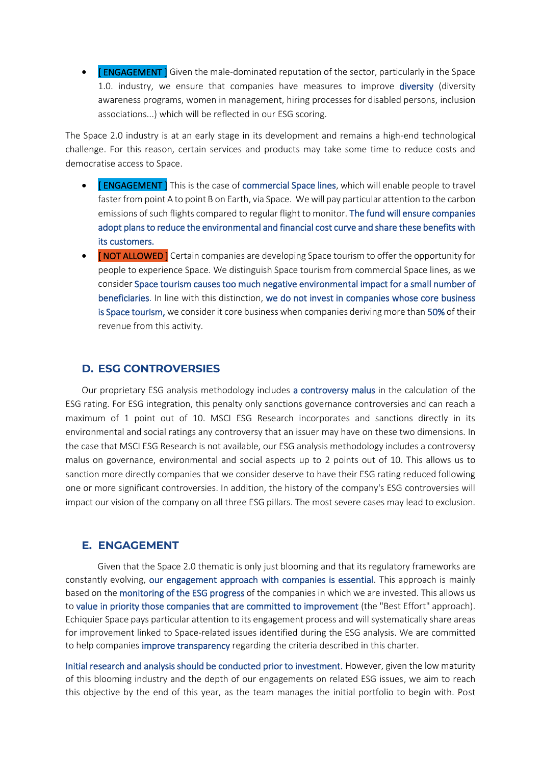- [ ENGAGEMENT ] Given the male-dominated reputation of the sector, particularly in the Space 1.0. industry, we ensure that companies have measures to improve diversity (diversity awareness programs, women in management, hiring processes for disabled persons, inclusion associations...) which will be reflected in our ESG scoring.

The Space 2.0 industry is at an early stage in its development and remains a high-end technological challenge. For this reason, certain services and products may take some time to reduce costs and democratise access to Space.

- [ ENGAGEMENT ] This is the case of commercial Space lines, which will enable people to travel faster from point A to point B on Earth, via Space. We will pay particular attention to the carbon emissions of such flights compared to regular flight to monitor. The fund will ensure companies adopt plans to reduce the environmental and financial cost curve and share these benefits with its customers.
- [ NOT ALLOWED ] Certain companies are developing Space tourism to offer the opportunity for people to experience Space. We distinguish Space tourism from commercial Space lines, as we consider Space tourism causes too much negative environmental impact for a small number of beneficiaries. In line with this distinction, we do not invest in companies whose core business is Space tourism, we consider it core business when companies deriving more than 50% of their revenue from this activity.

## D. ESG CONTROVERSIES

Our proprietary ESG analysis methodology includes a controversy malus in the calculation of the ESG rating. For ESG integration, this penalty only sanctions governance controversies and can reach a maximum of 1 point out of 10. MSCI ESG Research incorporates and sanctions directly in its environmental and social ratings any controversy that an issuer may have on these two dimensions. In the case that MSCI ESG Research is not available, our ESG analysis methodology includes a controversy malus on governance, environmental and social aspects up to 2 points out of 10. This allows us to sanction more directly companies that we consider deserve to have their ESG rating reduced following one or more significant controversies. In addition, the history of the company's ESG controversies will impact our vision of the company on all three ESG pillars. The most severe cases may lead to exclusion.

## E. ENGAGEMENT

Given that the Space 2.0 thematic is only just blooming and that its regulatory frameworks are constantly evolving, our engagement approach with companies is essential. This approach is mainly based on the monitoring of the ESG progress of the companies in which we are invested. This allows us to value in priority those companies that are committed to improvement (the "Best Effort" approach). Echiquier Space pays particular attention to its engagement process and will systematically share areas for improvement linked to Space-related issues identified during the ESG analysis. We are committed to help companies improve transparency regarding the criteria described in this charter.

Initial research and analysis should be conducted prior to investment. However, given the low maturity of this blooming industry and the depth of our engagements on related ESG issues, we aim to reach this objective by the end of this year, as the team manages the initial portfolio to begin with. Post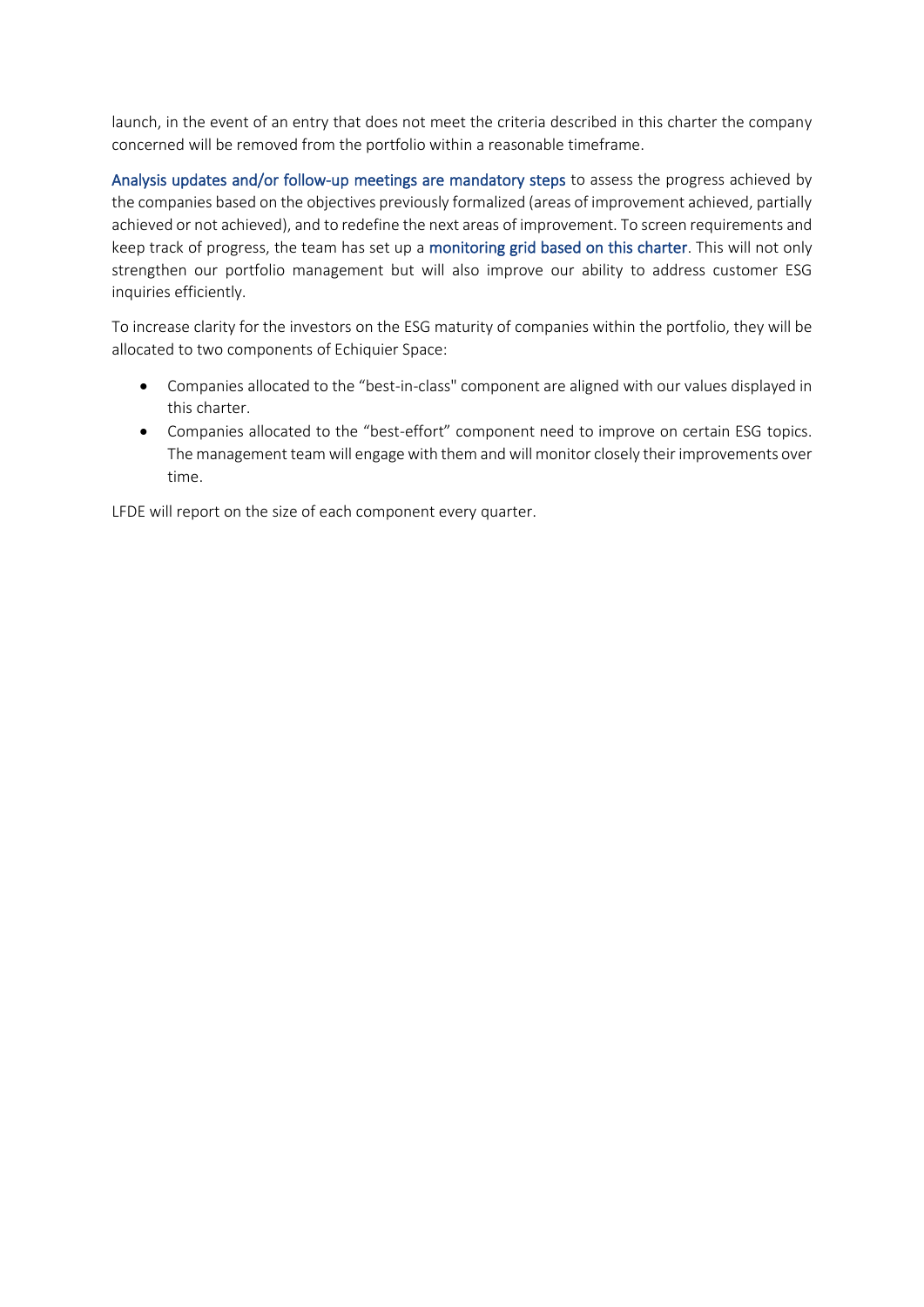launch, in the event of an entry that does not meet the criteria described in this charter the company concerned will be removed from the portfolio within a reasonable timeframe.

**Analysis updates and/or follow-up meetings are mandatory steps** to assess the progress achieved by the companies based on the objectives previously formalized (areas of improvement achieved, partially achieved or not achieved), and to redefine the next areas of improvement. To screen requirements and keep track of progress, the team has set up a **monitoring grid based on this charter**. This will not only strengthen our portfolio management but will also improve our ability to address customer ESG inquiries efficiently.

To increase clarity for the investors on the ESG maturity of companies within the portfolio, they will be allocated to two components of Echiquier Space:

- Companies allocated to the "best-in-class" component are aligned with our values displayed in this charter.
- Companies allocated to the "best-effort" component need to improve on certain ESG topics. The management team will engage with them and will monitor closely their improvements over time.

LFDE will report on the size of each component every quarter.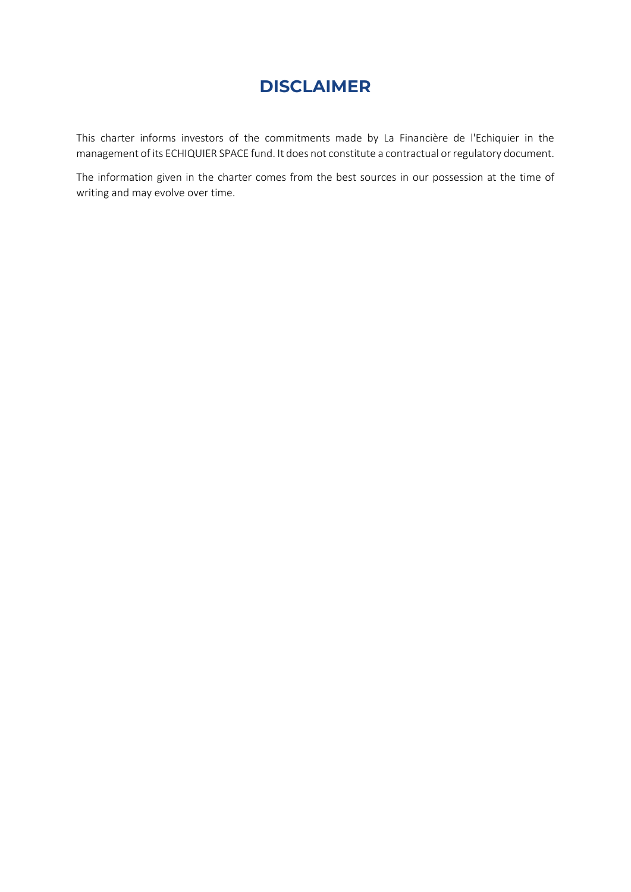# DISCLAIMER

This charter informs investors of the commitments made by La Financière de l'Echiquier in the management of its ECHIQUIER SPACE fund. It does not constitute a contractual or regulatory document.

The information given in the charter comes from the best sources in our possession at the time of writing and may evolve over time.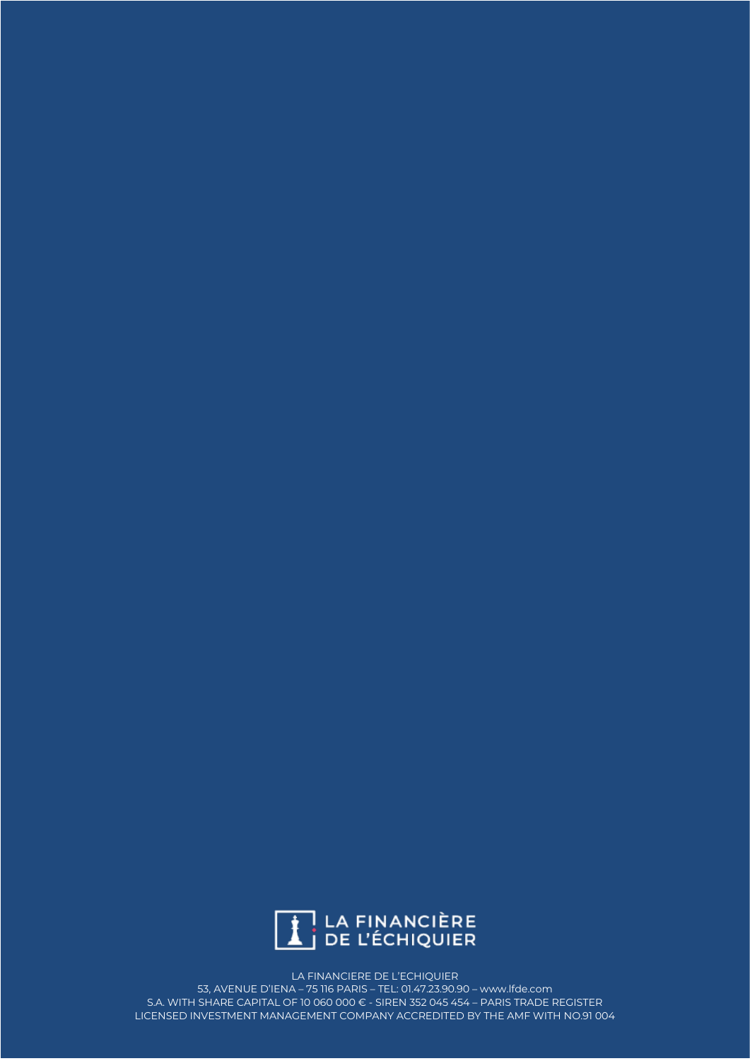LA FINANCIÈRE DE L'ÉCHIQUIER

LA FINANCIERE DE L'ECHIQUIER
53, AVENUE D'IENA – 75 116 PARIS – TEL: 01.47.23.90.90 – www.lfde.com
S.A. WITH SHARE CAPITAL OF 10 060 000 € - SIREN 352 045 454 – PARIS TRADE REGISTER
LICENSED INVESTMENT MANAGEMENT COMPANY ACCREDITED BY THE AMF WITH NO.91 004